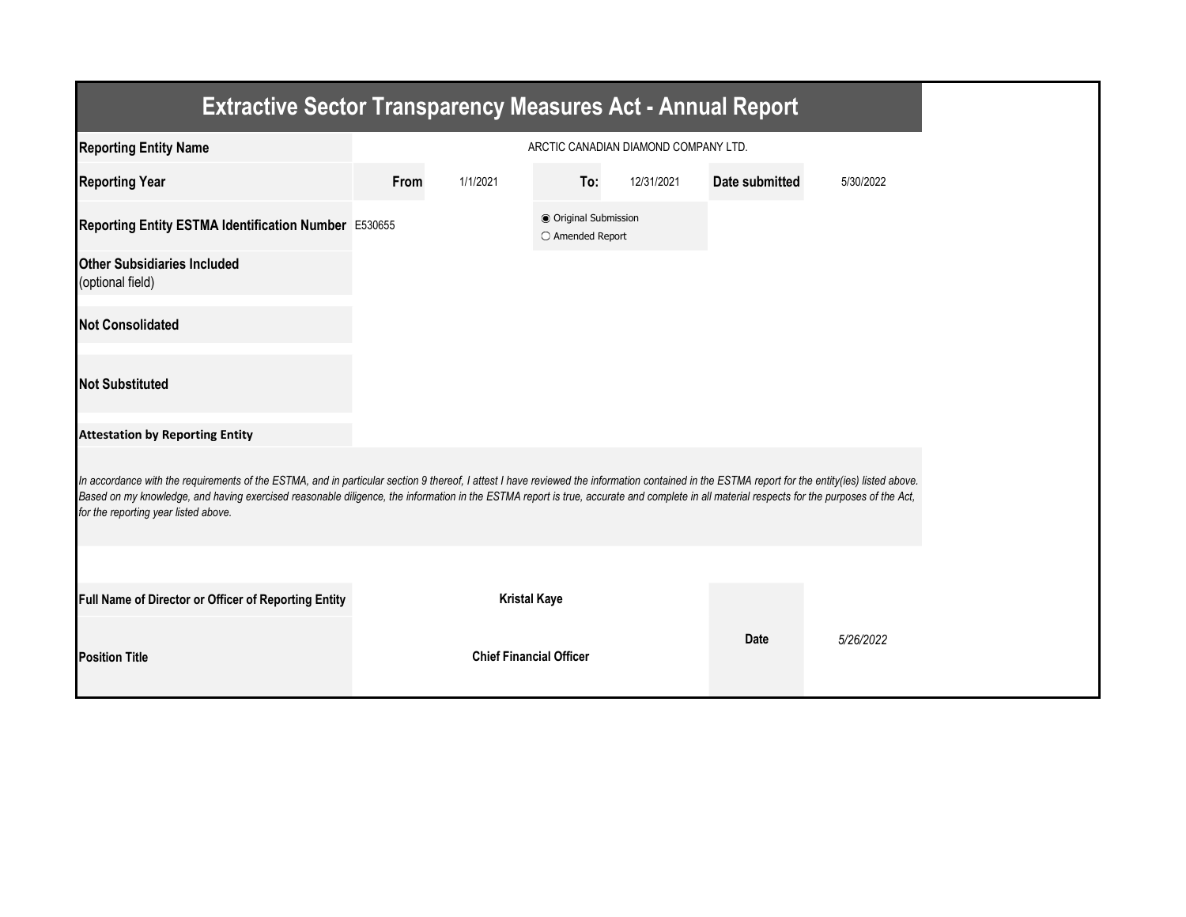# Extractive Sector Transparency Measures Act - Annual Report

| | | | | | | |
|---|---|---|---|---|---|---|
| **Reporting Entity Name** | ARCTIC CANADIAN DIAMOND COMPANY LTD. | | | | | |
| **Reporting Year** | **From** | 1/1/2021 | **To:** | 12/31/2021 | **Date submitted** | 5/30/2022 |
| **Reporting Entity ESTMA Identification Number** | E530655 | | ◉ Original Submission<br>○ Amended Report | | | |
| **Other Subsidiaries Included** (optional field) | | | | | | |
| **Not Consolidated** | | | | | | |
| **Not Substituted** | | | | | | |

**Attestation by Reporting Entity**

*In accordance with the requirements of the ESTMA, and in particular section 9 thereof, I attest I have reviewed the information contained in the ESTMA report for the entity(ies) listed above. Based on my knowledge, and having exercised reasonable diligence, the information in the ESTMA report is true, accurate and complete in all material respects for the purposes of the Act, for the reporting year listed above.*

| | | | |
|---|---|---|---|
| **Full Name of Director or Officer of Reporting Entity** | **Kristal Kaye** | **Date** | *5/26/2022* |
| **Position Title** | **Chief Financial Officer** | | |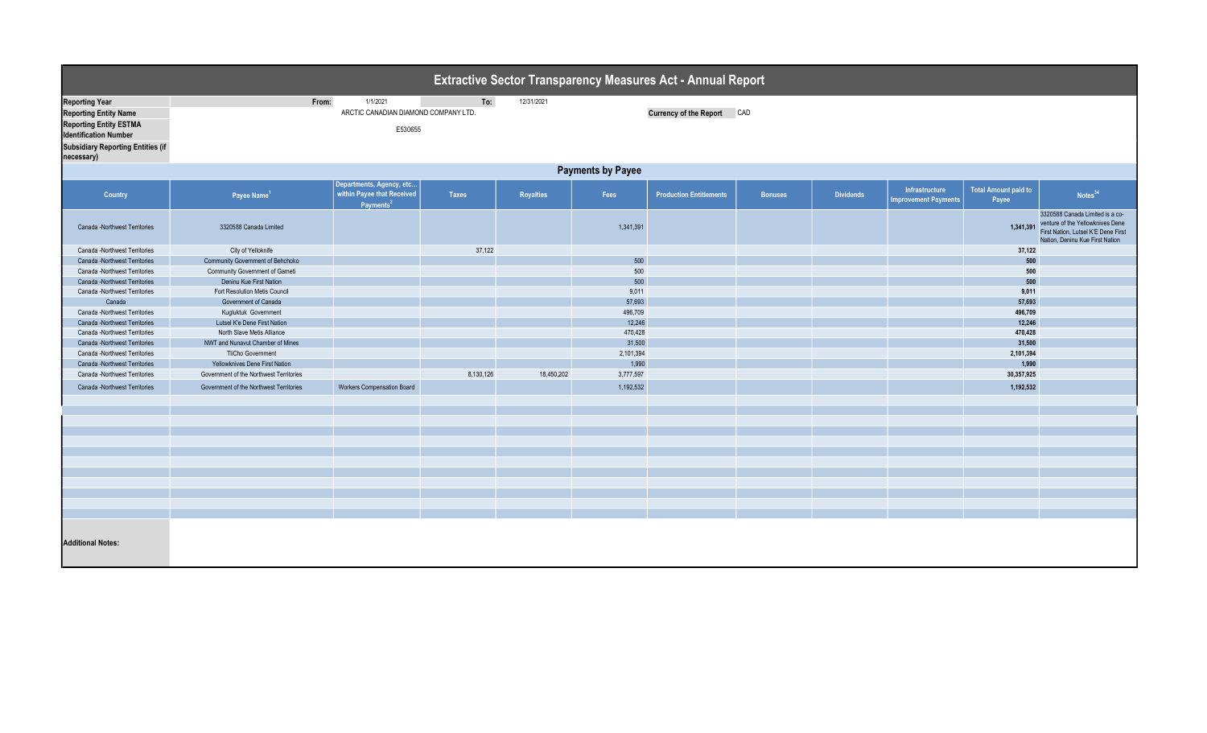# Extractive Sector Transparency Measures Act - Annual Report

| | | | | |
|---|---|---|---|---|
| **Reporting Year** | From: | 1/1/2021 | To: | 12/31/2021 |
| **Reporting Entity Name** | ARCTIC CANADIAN DIAMOND COMPANY LTD. | | **Currency of the Report** | CAD |
| **Reporting Entity ESTMA Identification Number** | E530655 | | | |
| **Subsidiary Reporting Entities (if necessary)** | | | | |

## Payments by Payee

| Country | Payee Name[1] | Departments, Agency, etc… within Payee that Received Payments[2] | Taxes | Royalties | Fees | Production Entitlements | Bonuses | Dividends | Infrastructure Improvement Payments | Total Amount paid to Payee | Notes[34] |
|---|---|---|---|---|---|---|---|---|---|---|---|
| Canada -Northwest Territories | 3320588 Canada Limited | | | | 1,341,391 | | | | | 1,341,391 | 3320588 Canada Limited is a co-venture of the Yellowknives Dene First Nation, Lutsel K'E Dene First Nation, Deninu Kue First Nation |
| Canada -Northwest Territories | City of Yellowknife | | 37,122 | | | | | | | 37,122 | |
| Canada -Northwest Territories | Community Government of Behchoko | | | | 500 | | | | | 500 | |
| Canada -Northwest Territories | Community Government of Gameti | | | | 500 | | | | | 500 | |
| Canada -Northwest Territories | Deninu Kue First Nation | | | | 500 | | | | | 500 | |
| Canada -Northwest Territories | Fort Resolution Metis Council | | | | 9,011 | | | | | 9,011 | |
| Canada | Government of Canada | | | | 57,693 | | | | | 57,693 | |
| Canada -Northwest Territories | Kugluktuk Government | | | | 496,709 | | | | | 496,709 | |
| Canada -Northwest Territories | Lutsel K'e Dene First Nation | | | | 12,246 | | | | | 12,246 | |
| Canada -Northwest Territories | North Slave Metis Alliance | | | | 470,428 | | | | | 470,428 | |
| Canada -Northwest Territories | NWT and Nunavut Chamber of Mines | | | | 31,500 | | | | | 31,500 | |
| Canada -Northwest Territories | TliCho Government | | | | 2,101,394 | | | | | 2,101,394 | |
| Canada -Northwest Territories | Yellowknives Dene First Nation | | | | 1,990 | | | | | 1,990 | |
| Canada -Northwest Territories | Government of the Northwest Territories | | 8,130,126 | 18,450,202 | 3,777,597 | | | | | 30,357,925 | |
| Canada -Northwest Territories | Government of the Northwest Territories | Workers Compensation Board | | | 1,192,532 | | | | | 1,192,532 | |

**Additional Notes:**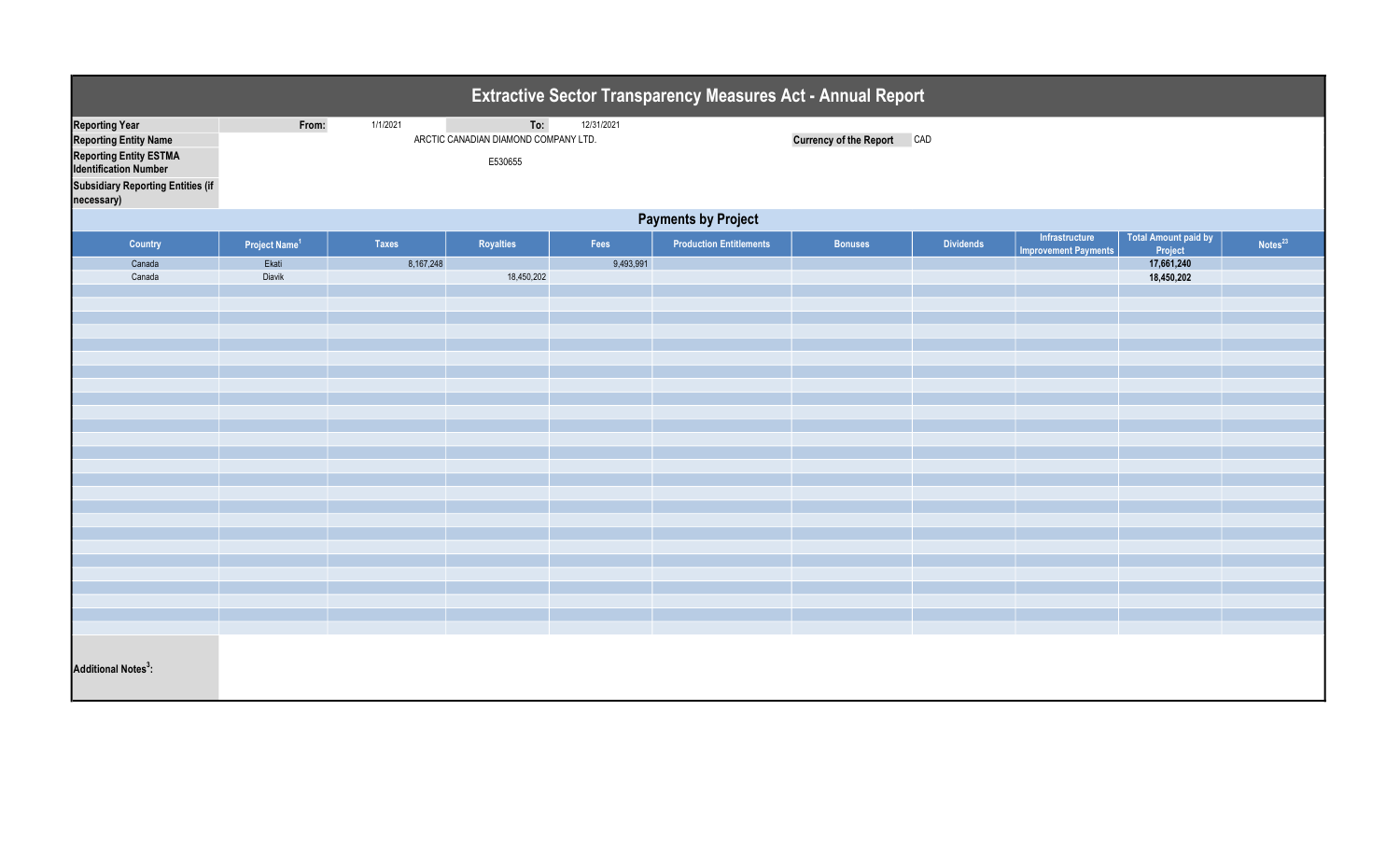# Extractive Sector Transparency Measures Act - Annual Report

| | | | |
|---|---|---|---|
| **Reporting Year** | **From:** 1/1/2021 | **To:** 12/31/2021 | |
| **Reporting Entity Name** | ARCTIC CANADIAN DIAMOND COMPANY LTD. | **Currency of the Report** | CAD |
| **Reporting Entity ESTMA Identification Number** | E530655 | | |
| **Subsidiary Reporting Entities (if necessary)** | | | |

## Payments by Project

| Country | Project Name[1] | Taxes | Royalties | Fees | Production Entitlements | Bonuses | Dividends | Infrastructure Improvement Payments | Total Amount paid by Project | Notes[23] |
|---|---|---|---|---|---|---|---|---|---|---|
| Canada | Ekati | 8,167,248 | | 9,493,991 | | | | | **17,661,240** | |
| Canada | Diavik | | 18,450,202 | | | | | | **18,450,202** | |

**Additional Notes[3]:**